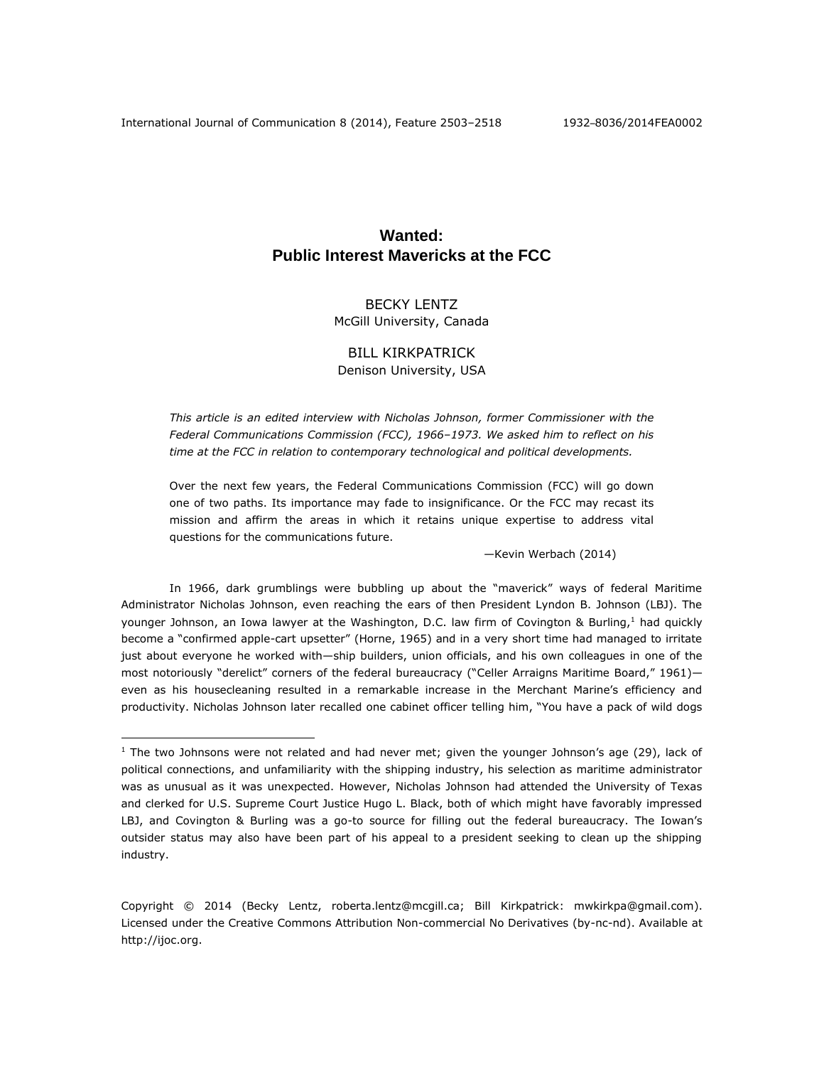# Wanted: Public Interest Mavericks at the FCC

BECKY LENTZ
McGill University, Canada

BILL KIRKPATRICK
Denison University, USA

*This article is an edited interview with Nicholas Johnson, former Commissioner with the Federal Communications Commission (FCC), 1966–1973. We asked him to reflect on his time at the FCC in relation to contemporary technological and political developments.*

> Over the next few years, the Federal Communications Commission (FCC) will go down one of two paths. Its importance may fade to insignificance. Or the FCC may recast its mission and affirm the areas in which it retains unique expertise to address vital questions for the communications future.
>
> —Kevin Werbach (2014)

In 1966, dark grumblings were bubbling up about the "maverick" ways of federal Maritime Administrator Nicholas Johnson, even reaching the ears of then President Lyndon B. Johnson (LBJ). The younger Johnson, an Iowa lawyer at the Washington, D.C. law firm of Covington & Burling,[1] had quickly become a "confirmed apple-cart upsetter" (Horne, 1965) and in a very short time had managed to irritate just about everyone he worked with—ship builders, union officials, and his own colleagues in one of the most notoriously "derelict" corners of the federal bureaucracy ("Celler Arraigns Maritime Board," 1961)—even as his housecleaning resulted in a remarkable increase in the Merchant Marine's efficiency and productivity. Nicholas Johnson later recalled one cabinet officer telling him, "You have a pack of wild dogs

[1] The two Johnsons were not related and had never met; given the younger Johnson's age (29), lack of political connections, and unfamiliarity with the shipping industry, his selection as maritime administrator was as unusual as it was unexpected. However, Nicholas Johnson had attended the University of Texas and clerked for U.S. Supreme Court Justice Hugo L. Black, both of which might have favorably impressed LBJ, and Covington & Burling was a go-to source for filling out the federal bureaucracy. The Iowan's outsider status may also have been part of his appeal to a president seeking to clean up the shipping industry.

Copyright © 2014 (Becky Lentz, roberta.lentz@mcgill.ca; Bill Kirkpatrick: mwkirkpa@gmail.com). Licensed under the Creative Commons Attribution Non-commercial No Derivatives (by-nc-nd). Available at http://ijoc.org.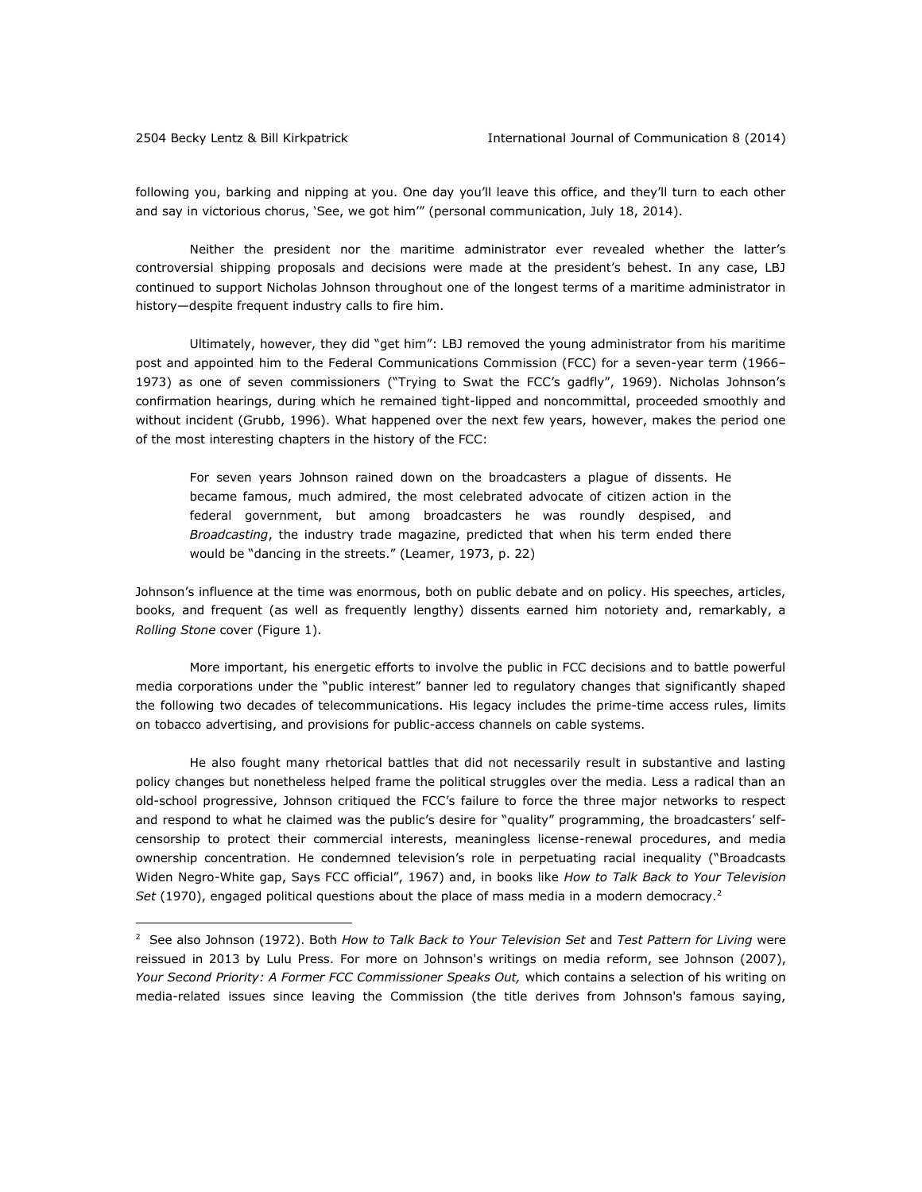following you, barking and nipping at you. One day you'll leave this office, and they'll turn to each other and say in victorious chorus, 'See, we got him'" (personal communication, July 18, 2014).

Neither the president nor the maritime administrator ever revealed whether the latter's controversial shipping proposals and decisions were made at the president's behest. In any case, LBJ continued to support Nicholas Johnson throughout one of the longest terms of a maritime administrator in history—despite frequent industry calls to fire him.

Ultimately, however, they did "get him": LBJ removed the young administrator from his maritime post and appointed him to the Federal Communications Commission (FCC) for a seven-year term (1966–1973) as one of seven commissioners ("Trying to Swat the FCC's gadfly", 1969). Nicholas Johnson's confirmation hearings, during which he remained tight-lipped and noncommittal, proceeded smoothly and without incident (Grubb, 1996). What happened over the next few years, however, makes the period one of the most interesting chapters in the history of the FCC:

> For seven years Johnson rained down on the broadcasters a plague of dissents. He became famous, much admired, the most celebrated advocate of citizen action in the federal government, but among broadcasters he was roundly despised, and *Broadcasting*, the industry trade magazine, predicted that when his term ended there would be "dancing in the streets." (Leamer, 1973, p. 22)

Johnson's influence at the time was enormous, both on public debate and on policy. His speeches, articles, books, and frequent (as well as frequently lengthy) dissents earned him notoriety and, remarkably, a *Rolling Stone* cover (Figure 1).

More important, his energetic efforts to involve the public in FCC decisions and to battle powerful media corporations under the "public interest" banner led to regulatory changes that significantly shaped the following two decades of telecommunications. His legacy includes the prime-time access rules, limits on tobacco advertising, and provisions for public-access channels on cable systems.

He also fought many rhetorical battles that did not necessarily result in substantive and lasting policy changes but nonetheless helped frame the political struggles over the media. Less a radical than an old-school progressive, Johnson critiqued the FCC's failure to force the three major networks to respect and respond to what he claimed was the public's desire for "quality" programming, the broadcasters' self-censorship to protect their commercial interests, meaningless license-renewal procedures, and media ownership concentration. He condemned television's role in perpetuating racial inequality ("Broadcasts Widen Negro-White gap, Says FCC official", 1967) and, in books like *How to Talk Back to Your Television Set* (1970), engaged political questions about the place of mass media in a modern democracy.[2]

---

[2] See also Johnson (1972). Both *How to Talk Back to Your Television Set* and *Test Pattern for Living* were reissued in 2013 by Lulu Press. For more on Johnson's writings on media reform, see Johnson (2007), *Your Second Priority: A Former FCC Commissioner Speaks Out,* which contains a selection of his writing on media-related issues since leaving the Commission (the title derives from Johnson's famous saying,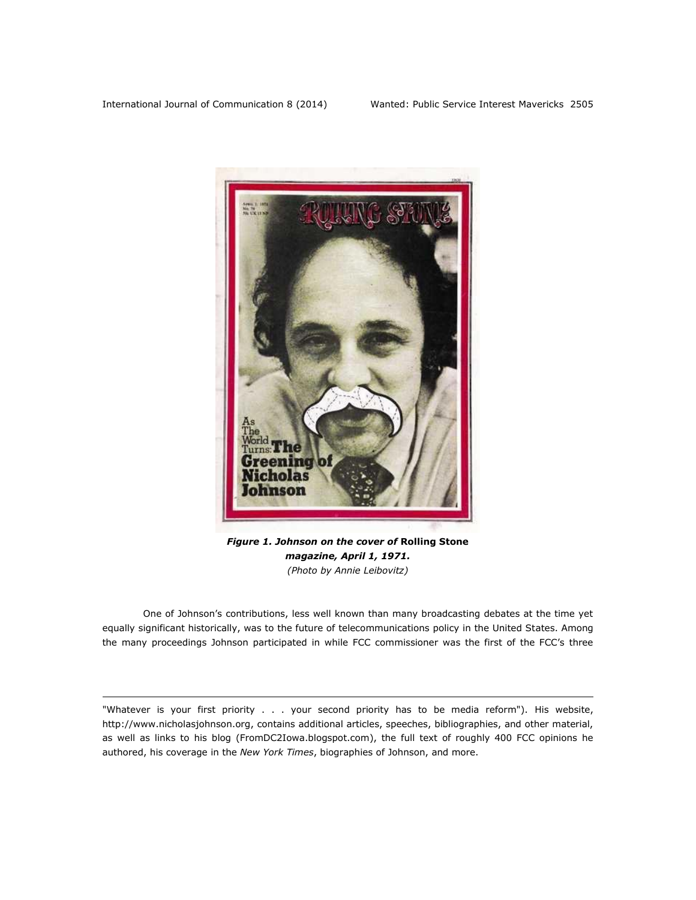*Figure 1. Johnson on the cover of* **Rolling Stone** *magazine, April 1, 1971.*
*(Photo by Annie Leibovitz)*

One of Johnson's contributions, less well known than many broadcasting debates at the time yet equally significant historically, was to the future of telecommunications policy in the United States. Among the many proceedings Johnson participated in while FCC commissioner was the first of the FCC's three

---

"Whatever is your first priority . . . your second priority has to be media reform"). His website, http://www.nicholasjohnson.org, contains additional articles, speeches, bibliographies, and other material, as well as links to his blog (FromDC2Iowa.blogspot.com), the full text of roughly 400 FCC opinions he authored, his coverage in the *New York Times*, biographies of Johnson, and more.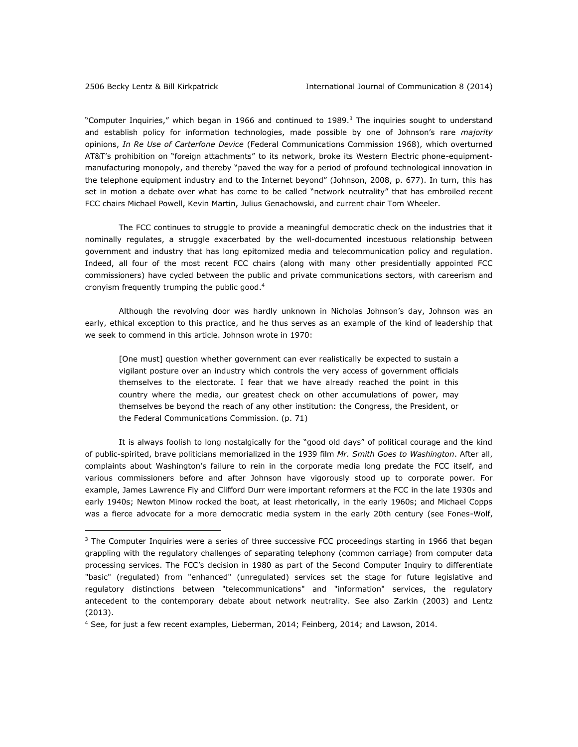"Computer Inquiries," which began in 1966 and continued to 1989.[3] The inquiries sought to understand and establish policy for information technologies, made possible by one of Johnson's rare *majority* opinions, *In Re Use of Carterfone Device* (Federal Communications Commission 1968), which overturned AT&T's prohibition on "foreign attachments" to its network, broke its Western Electric phone-equipment-manufacturing monopoly, and thereby "paved the way for a period of profound technological innovation in the telephone equipment industry and to the Internet beyond" (Johnson, 2008, p. 677). In turn, this has set in motion a debate over what has come to be called "network neutrality" that has embroiled recent FCC chairs Michael Powell, Kevin Martin, Julius Genachowski, and current chair Tom Wheeler.

The FCC continues to struggle to provide a meaningful democratic check on the industries that it nominally regulates, a struggle exacerbated by the well-documented incestuous relationship between government and industry that has long epitomized media and telecommunication policy and regulation. Indeed, all four of the most recent FCC chairs (along with many other presidentially appointed FCC commissioners) have cycled between the public and private communications sectors, with careerism and cronyism frequently trumping the public good.[4]

Although the revolving door was hardly unknown in Nicholas Johnson's day, Johnson was an early, ethical exception to this practice, and he thus serves as an example of the kind of leadership that we seek to commend in this article. Johnson wrote in 1970:

> [One must] question whether government can ever realistically be expected to sustain a vigilant posture over an industry which controls the very access of government officials themselves to the electorate. I fear that we have already reached the point in this country where the media, our greatest check on other accumulations of power, may themselves be beyond the reach of any other institution: the Congress, the President, or the Federal Communications Commission. (p. 71)

It is always foolish to long nostalgically for the "good old days" of political courage and the kind of public-spirited, brave politicians memorialized in the 1939 film *Mr. Smith Goes to Washington*. After all, complaints about Washington's failure to rein in the corporate media long predate the FCC itself, and various commissioners before and after Johnson have vigorously stood up to corporate power. For example, James Lawrence Fly and Clifford Durr were important reformers at the FCC in the late 1930s and early 1940s; Newton Minow rocked the boat, at least rhetorically, in the early 1960s; and Michael Copps was a fierce advocate for a more democratic media system in the early 20th century (see Fones-Wolf,

---

[3] The Computer Inquiries were a series of three successive FCC proceedings starting in 1966 that began grappling with the regulatory challenges of separating telephony (common carriage) from computer data processing services. The FCC's decision in 1980 as part of the Second Computer Inquiry to differentiate "basic" (regulated) from "enhanced" (unregulated) services set the stage for future legislative and regulatory distinctions between "telecommunications" and "information" services, the regulatory antecedent to the contemporary debate about network neutrality. See also Zarkin (2003) and Lentz (2013).

[4] See, for just a few recent examples, Lieberman, 2014; Feinberg, 2014; and Lawson, 2014.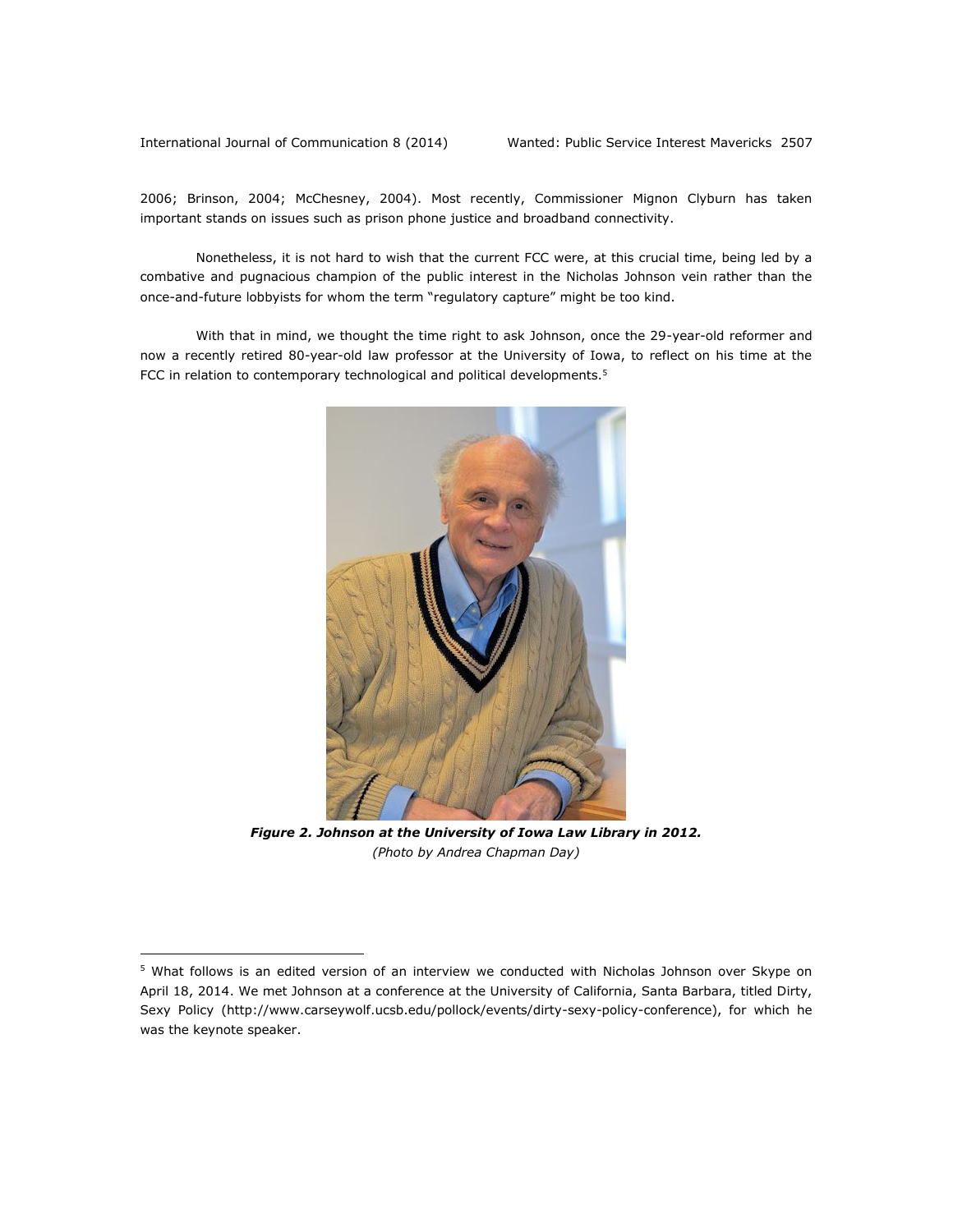2006; Brinson, 2004; McChesney, 2004). Most recently, Commissioner Mignon Clyburn has taken important stands on issues such as prison phone justice and broadband connectivity.

Nonetheless, it is not hard to wish that the current FCC were, at this crucial time, being led by a combative and pugnacious champion of the public interest in the Nicholas Johnson vein rather than the once-and-future lobbyists for whom the term "regulatory capture" might be too kind.

With that in mind, we thought the time right to ask Johnson, once the 29-year-old reformer and now a recently retired 80-year-old law professor at the University of Iowa, to reflect on his time at the FCC in relation to contemporary technological and political developments.[5]

***Figure 2. Johnson at the University of Iowa Law Library in 2012.***
*(Photo by Andrea Chapman Day)*

[5] What follows is an edited version of an interview we conducted with Nicholas Johnson over Skype on April 18, 2014. We met Johnson at a conference at the University of California, Santa Barbara, titled Dirty, Sexy Policy (http://www.carseywolf.ucsb.edu/pollock/events/dirty-sexy-policy-conference), for which he was the keynote speaker.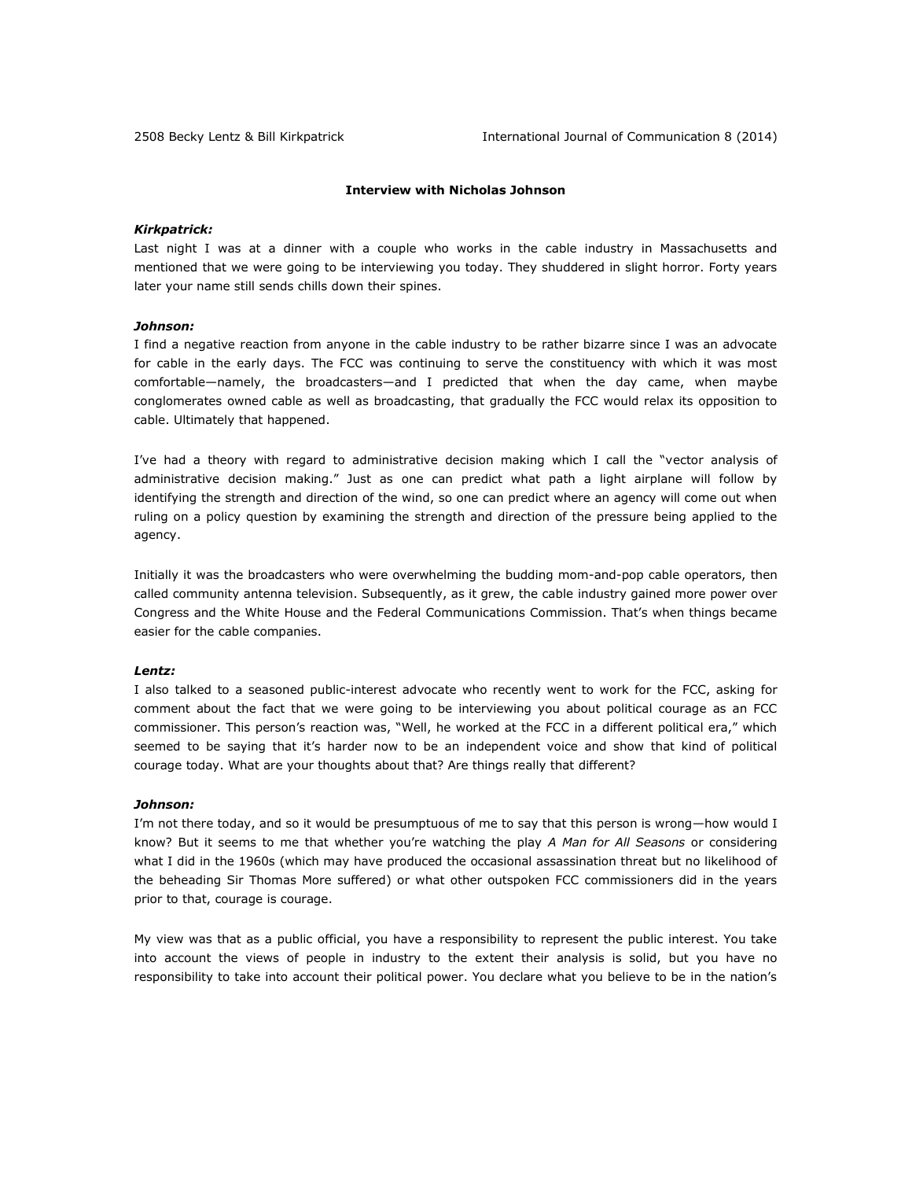**Interview with Nicholas Johnson**

***Kirkpatrick:***

Last night I was at a dinner with a couple who works in the cable industry in Massachusetts and mentioned that we were going to be interviewing you today. They shuddered in slight horror. Forty years later your name still sends chills down their spines.

***Johnson:***

I find a negative reaction from anyone in the cable industry to be rather bizarre since I was an advocate for cable in the early days. The FCC was continuing to serve the constituency with which it was most comfortable—namely, the broadcasters—and I predicted that when the day came, when maybe conglomerates owned cable as well as broadcasting, that gradually the FCC would relax its opposition to cable. Ultimately that happened.

I've had a theory with regard to administrative decision making which I call the "vector analysis of administrative decision making." Just as one can predict what path a light airplane will follow by identifying the strength and direction of the wind, so one can predict where an agency will come out when ruling on a policy question by examining the strength and direction of the pressure being applied to the agency.

Initially it was the broadcasters who were overwhelming the budding mom-and-pop cable operators, then called community antenna television. Subsequently, as it grew, the cable industry gained more power over Congress and the White House and the Federal Communications Commission. That's when things became easier for the cable companies.

***Lentz:***

I also talked to a seasoned public-interest advocate who recently went to work for the FCC, asking for comment about the fact that we were going to be interviewing you about political courage as an FCC commissioner. This person's reaction was, "Well, he worked at the FCC in a different political era," which seemed to be saying that it's harder now to be an independent voice and show that kind of political courage today. What are your thoughts about that? Are things really that different?

***Johnson:***

I'm not there today, and so it would be presumptuous of me to say that this person is wrong—how would I know? But it seems to me that whether you're watching the play *A Man for All Seasons* or considering what I did in the 1960s (which may have produced the occasional assassination threat but no likelihood of the beheading Sir Thomas More suffered) or what other outspoken FCC commissioners did in the years prior to that, courage is courage.

My view was that as a public official, you have a responsibility to represent the public interest. You take into account the views of people in industry to the extent their analysis is solid, but you have no responsibility to take into account their political power. You declare what you believe to be in the nation's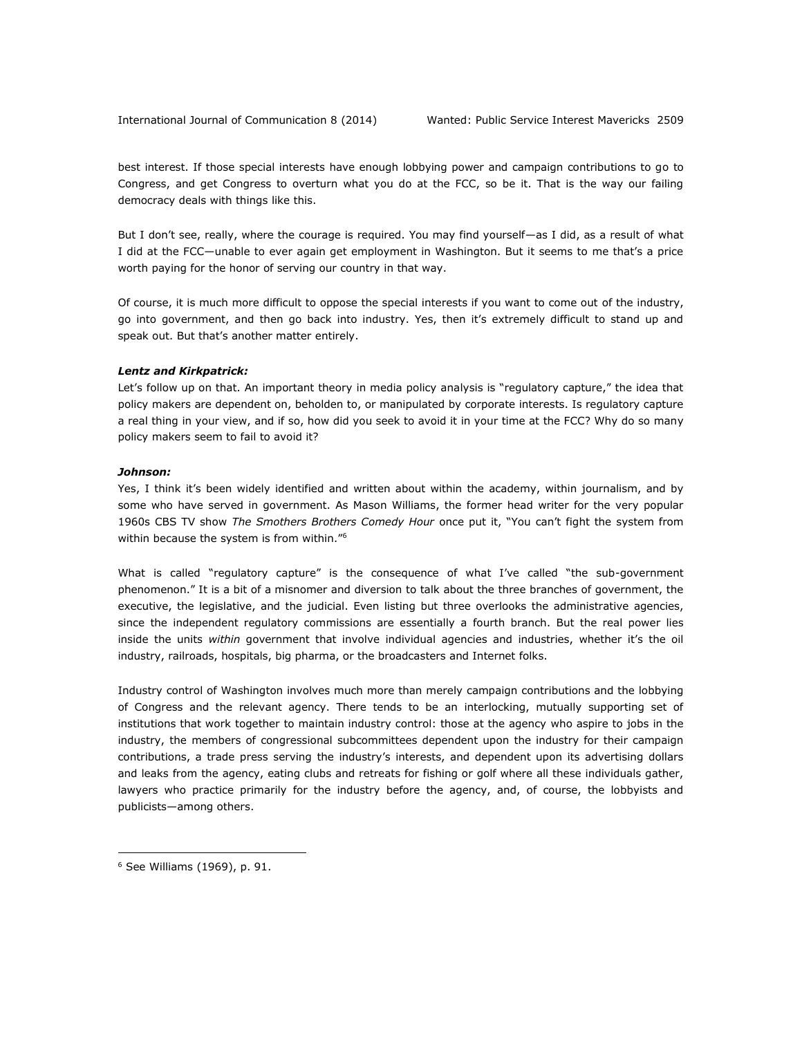best interest. If those special interests have enough lobbying power and campaign contributions to go to Congress, and get Congress to overturn what you do at the FCC, so be it. That is the way our failing democracy deals with things like this.

But I don't see, really, where the courage is required. You may find yourself—as I did, as a result of what I did at the FCC—unable to ever again get employment in Washington. But it seems to me that's a price worth paying for the honor of serving our country in that way.

Of course, it is much more difficult to oppose the special interests if you want to come out of the industry, go into government, and then go back into industry. Yes, then it's extremely difficult to stand up and speak out. But that's another matter entirely.

***Lentz and Kirkpatrick:***
Let's follow up on that. An important theory in media policy analysis is "regulatory capture," the idea that policy makers are dependent on, beholden to, or manipulated by corporate interests. Is regulatory capture a real thing in your view, and if so, how did you seek to avoid it in your time at the FCC? Why do so many policy makers seem to fail to avoid it?

***Johnson:***
Yes, I think it's been widely identified and written about within the academy, within journalism, and by some who have served in government. As Mason Williams, the former head writer for the very popular 1960s CBS TV show *The Smothers Brothers Comedy Hour* once put it, "You can't fight the system from within because the system is from within."[6]

What is called "regulatory capture" is the consequence of what I've called "the sub-government phenomenon." It is a bit of a misnomer and diversion to talk about the three branches of government, the executive, the legislative, and the judicial. Even listing but three overlooks the administrative agencies, since the independent regulatory commissions are essentially a fourth branch. But the real power lies inside the units *within* government that involve individual agencies and industries, whether it's the oil industry, railroads, hospitals, big pharma, or the broadcasters and Internet folks.

Industry control of Washington involves much more than merely campaign contributions and the lobbying of Congress and the relevant agency. There tends to be an interlocking, mutually supporting set of institutions that work together to maintain industry control: those at the agency who aspire to jobs in the industry, the members of congressional subcommittees dependent upon the industry for their campaign contributions, a trade press serving the industry's interests, and dependent upon its advertising dollars and leaks from the agency, eating clubs and retreats for fishing or golf where all these individuals gather, lawyers who practice primarily for the industry before the agency, and, of course, the lobbyists and publicists—among others.

---

[6] See Williams (1969), p. 91.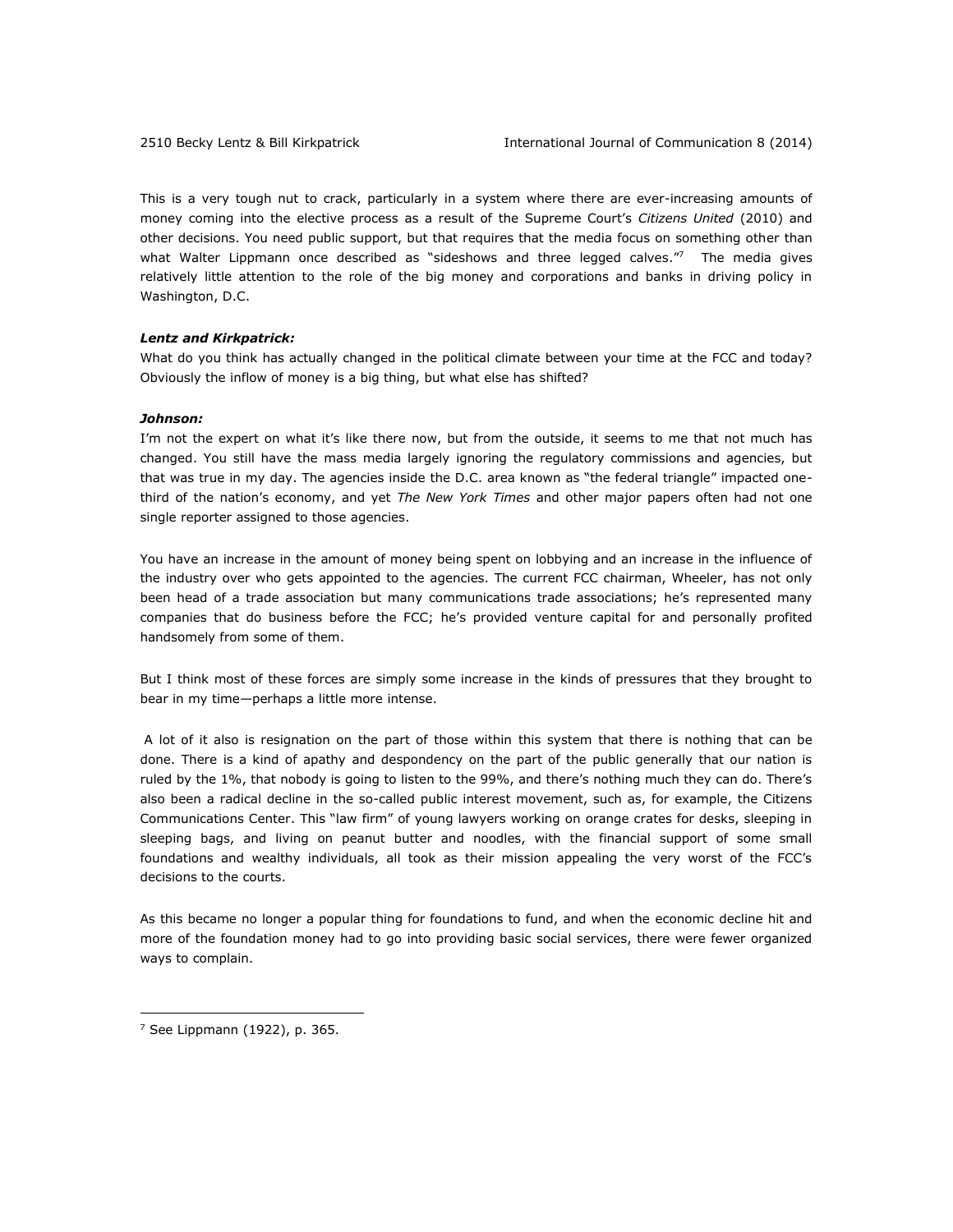This is a very tough nut to crack, particularly in a system where there are ever-increasing amounts of money coming into the elective process as a result of the Supreme Court's *Citizens United* (2010) and other decisions. You need public support, but that requires that the media focus on something other than what Walter Lippmann once described as "sideshows and three legged calves."[7] The media gives relatively little attention to the role of the big money and corporations and banks in driving policy in Washington, D.C.

***Lentz and Kirkpatrick:***
What do you think has actually changed in the political climate between your time at the FCC and today? Obviously the inflow of money is a big thing, but what else has shifted?

***Johnson:***
I'm not the expert on what it's like there now, but from the outside, it seems to me that not much has changed. You still have the mass media largely ignoring the regulatory commissions and agencies, but that was true in my day. The agencies inside the D.C. area known as "the federal triangle" impacted one-third of the nation's economy, and yet *The New York Times* and other major papers often had not one single reporter assigned to those agencies.

You have an increase in the amount of money being spent on lobbying and an increase in the influence of the industry over who gets appointed to the agencies. The current FCC chairman, Wheeler, has not only been head of a trade association but many communications trade associations; he's represented many companies that do business before the FCC; he's provided venture capital for and personally profited handsomely from some of them.

But I think most of these forces are simply some increase in the kinds of pressures that they brought to bear in my time—perhaps a little more intense.

A lot of it also is resignation on the part of those within this system that there is nothing that can be done. There is a kind of apathy and despondency on the part of the public generally that our nation is ruled by the 1%, that nobody is going to listen to the 99%, and there's nothing much they can do. There's also been a radical decline in the so-called public interest movement, such as, for example, the Citizens Communications Center. This "law firm" of young lawyers working on orange crates for desks, sleeping in sleeping bags, and living on peanut butter and noodles, with the financial support of some small foundations and wealthy individuals, all took as their mission appealing the very worst of the FCC's decisions to the courts.

As this became no longer a popular thing for foundations to fund, and when the economic decline hit and more of the foundation money had to go into providing basic social services, there were fewer organized ways to complain.

---

[7] See Lippmann (1922), p. 365.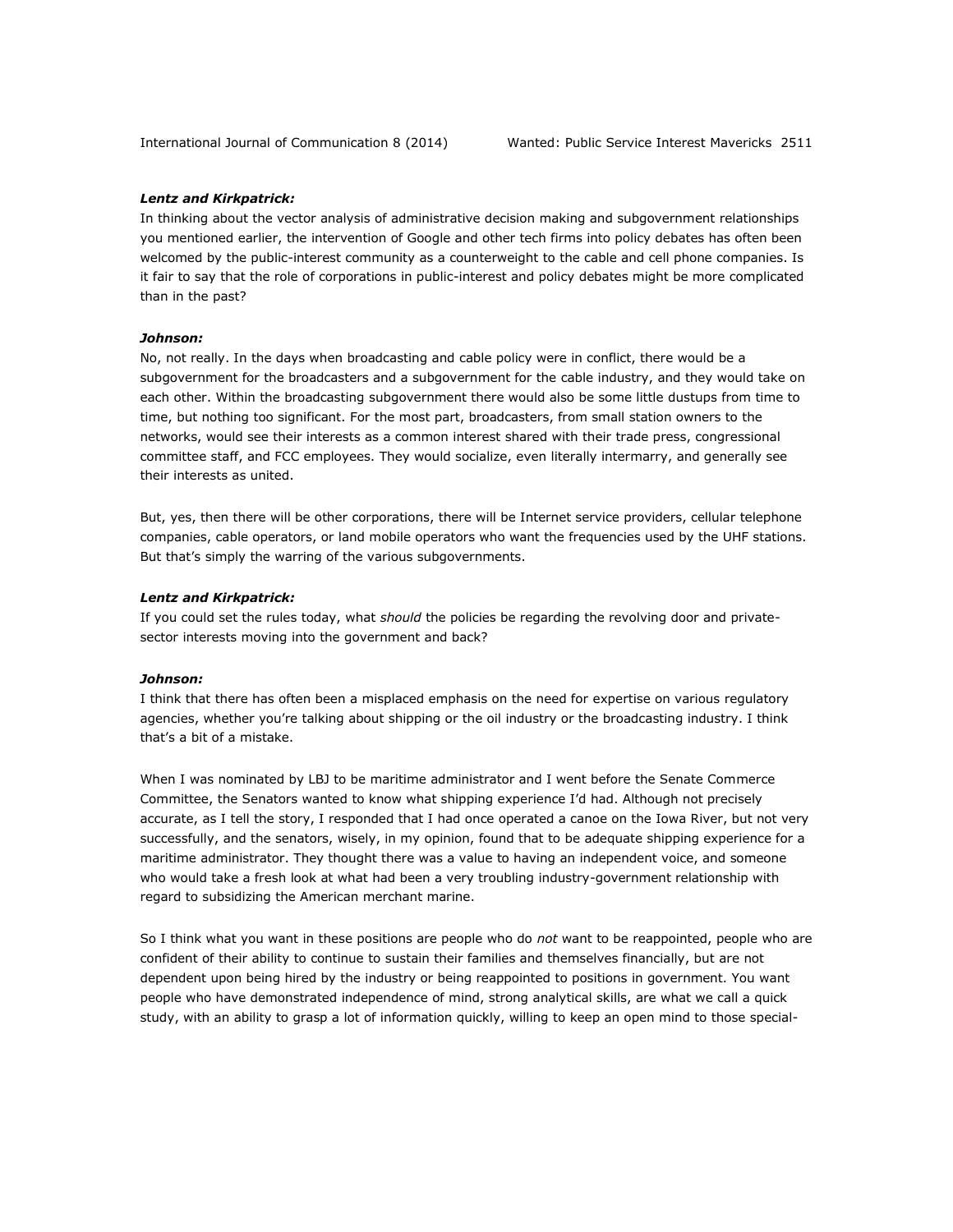***Lentz and Kirkpatrick:***

In thinking about the vector analysis of administrative decision making and subgovernment relationships you mentioned earlier, the intervention of Google and other tech firms into policy debates has often been welcomed by the public-interest community as a counterweight to the cable and cell phone companies. Is it fair to say that the role of corporations in public-interest and policy debates might be more complicated than in the past?

***Johnson:***

No, not really. In the days when broadcasting and cable policy were in conflict, there would be a subgovernment for the broadcasters and a subgovernment for the cable industry, and they would take on each other. Within the broadcasting subgovernment there would also be some little dustups from time to time, but nothing too significant. For the most part, broadcasters, from small station owners to the networks, would see their interests as a common interest shared with their trade press, congressional committee staff, and FCC employees. They would socialize, even literally intermarry, and generally see their interests as united.

But, yes, then there will be other corporations, there will be Internet service providers, cellular telephone companies, cable operators, or land mobile operators who want the frequencies used by the UHF stations. But that's simply the warring of the various subgovernments.

***Lentz and Kirkpatrick:***

If you could set the rules today, what *should* the policies be regarding the revolving door and private-sector interests moving into the government and back?

***Johnson:***

I think that there has often been a misplaced emphasis on the need for expertise on various regulatory agencies, whether you're talking about shipping or the oil industry or the broadcasting industry. I think that's a bit of a mistake.

When I was nominated by LBJ to be maritime administrator and I went before the Senate Commerce Committee, the Senators wanted to know what shipping experience I'd had. Although not precisely accurate, as I tell the story, I responded that I had once operated a canoe on the Iowa River, but not very successfully, and the senators, wisely, in my opinion, found that to be adequate shipping experience for a maritime administrator. They thought there was a value to having an independent voice, and someone who would take a fresh look at what had been a very troubling industry-government relationship with regard to subsidizing the American merchant marine.

So I think what you want in these positions are people who do *not* want to be reappointed, people who are confident of their ability to continue to sustain their families and themselves financially, but are not dependent upon being hired by the industry or being reappointed to positions in government. You want people who have demonstrated independence of mind, strong analytical skills, are what we call a quick study, with an ability to grasp a lot of information quickly, willing to keep an open mind to those special-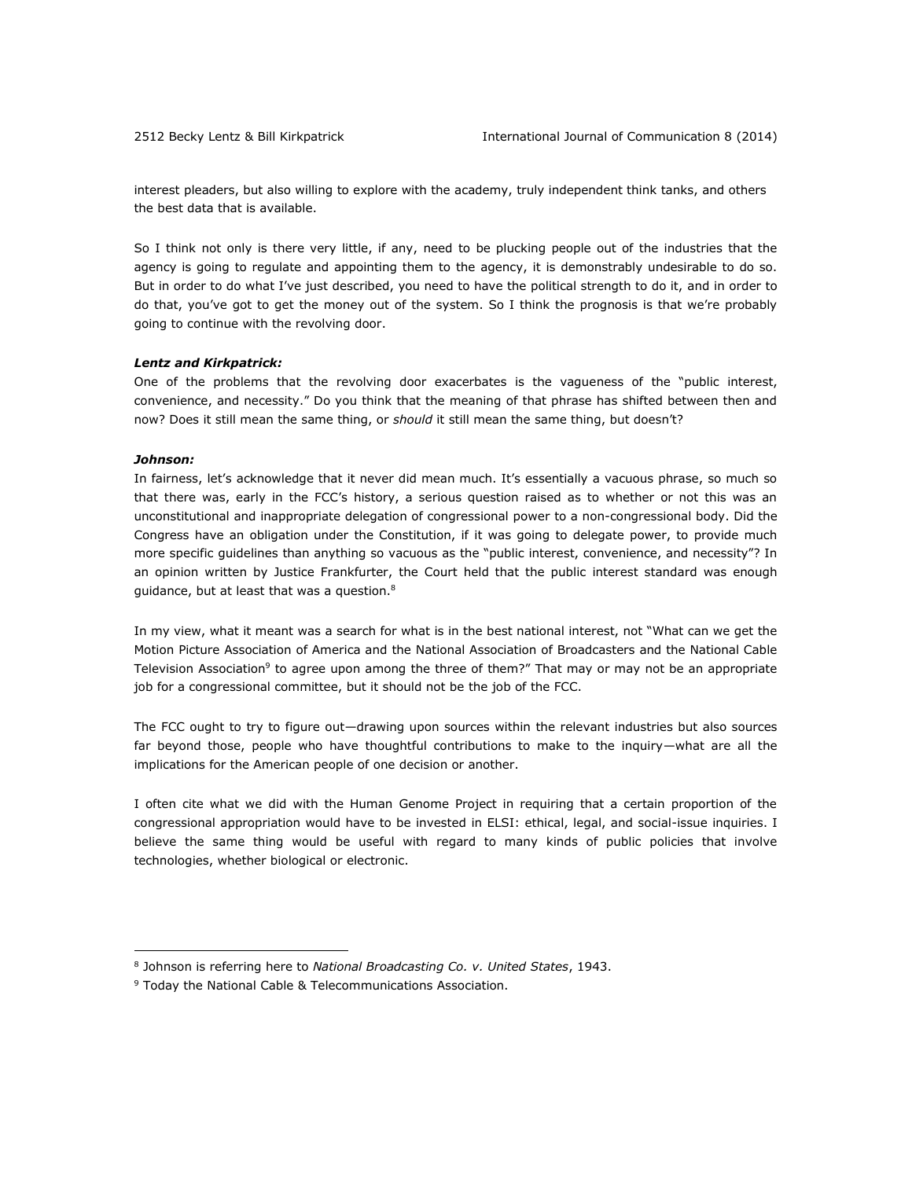interest pleaders, but also willing to explore with the academy, truly independent think tanks, and others the best data that is available.

So I think not only is there very little, if any, need to be plucking people out of the industries that the agency is going to regulate and appointing them to the agency, it is demonstrably undesirable to do so. But in order to do what I've just described, you need to have the political strength to do it, and in order to do that, you've got to get the money out of the system. So I think the prognosis is that we're probably going to continue with the revolving door.

***Lentz and Kirkpatrick:***
One of the problems that the revolving door exacerbates is the vagueness of the "public interest, convenience, and necessity." Do you think that the meaning of that phrase has shifted between then and now? Does it still mean the same thing, or *should* it still mean the same thing, but doesn't?

***Johnson:***
In fairness, let's acknowledge that it never did mean much. It's essentially a vacuous phrase, so much so that there was, early in the FCC's history, a serious question raised as to whether or not this was an unconstitutional and inappropriate delegation of congressional power to a non-congressional body. Did the Congress have an obligation under the Constitution, if it was going to delegate power, to provide much more specific guidelines than anything so vacuous as the "public interest, convenience, and necessity"? In an opinion written by Justice Frankfurter, the Court held that the public interest standard was enough guidance, but at least that was a question.[8]

In my view, what it meant was a search for what is in the best national interest, not "What can we get the Motion Picture Association of America and the National Association of Broadcasters and the National Cable Television Association[9] to agree upon among the three of them?" That may or may not be an appropriate job for a congressional committee, but it should not be the job of the FCC.

The FCC ought to try to figure out—drawing upon sources within the relevant industries but also sources far beyond those, people who have thoughtful contributions to make to the inquiry—what are all the implications for the American people of one decision or another.

I often cite what we did with the Human Genome Project in requiring that a certain proportion of the congressional appropriation would have to be invested in ELSI: ethical, legal, and social-issue inquiries. I believe the same thing would be useful with regard to many kinds of public policies that involve technologies, whether biological or electronic.

---

[8] Johnson is referring here to *National Broadcasting Co. v. United States*, 1943.

[9] Today the National Cable & Telecommunications Association.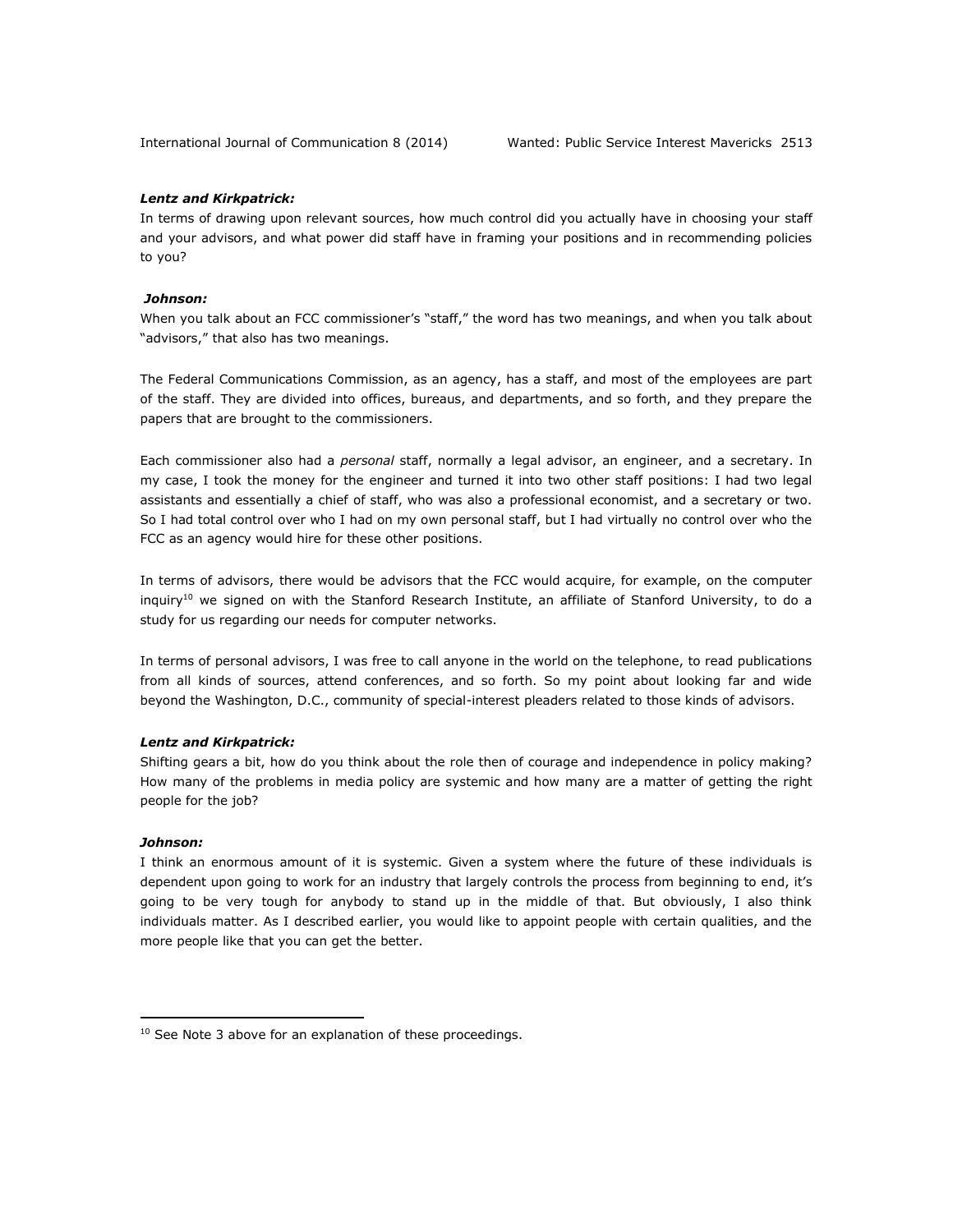***Lentz and Kirkpatrick:***

In terms of drawing upon relevant sources, how much control did you actually have in choosing your staff and your advisors, and what power did staff have in framing your positions and in recommending policies to you?

***Johnson:***

When you talk about an FCC commissioner's "staff," the word has two meanings, and when you talk about "advisors," that also has two meanings.

The Federal Communications Commission, as an agency, has a staff, and most of the employees are part of the staff. They are divided into offices, bureaus, and departments, and so forth, and they prepare the papers that are brought to the commissioners.

Each commissioner also had a *personal* staff, normally a legal advisor, an engineer, and a secretary. In my case, I took the money for the engineer and turned it into two other staff positions: I had two legal assistants and essentially a chief of staff, who was also a professional economist, and a secretary or two. So I had total control over who I had on my own personal staff, but I had virtually no control over who the FCC as an agency would hire for these other positions.

In terms of advisors, there would be advisors that the FCC would acquire, for example, on the computer inquiry[10] we signed on with the Stanford Research Institute, an affiliate of Stanford University, to do a study for us regarding our needs for computer networks.

In terms of personal advisors, I was free to call anyone in the world on the telephone, to read publications from all kinds of sources, attend conferences, and so forth. So my point about looking far and wide beyond the Washington, D.C., community of special-interest pleaders related to those kinds of advisors.

***Lentz and Kirkpatrick:***

Shifting gears a bit, how do you think about the role then of courage and independence in policy making? How many of the problems in media policy are systemic and how many are a matter of getting the right people for the job?

***Johnson:***

I think an enormous amount of it is systemic. Given a system where the future of these individuals is dependent upon going to work for an industry that largely controls the process from beginning to end, it's going to be very tough for anybody to stand up in the middle of that. But obviously, I also think individuals matter. As I described earlier, you would like to appoint people with certain qualities, and the more people like that you can get the better.

---

[10] See Note 3 above for an explanation of these proceedings.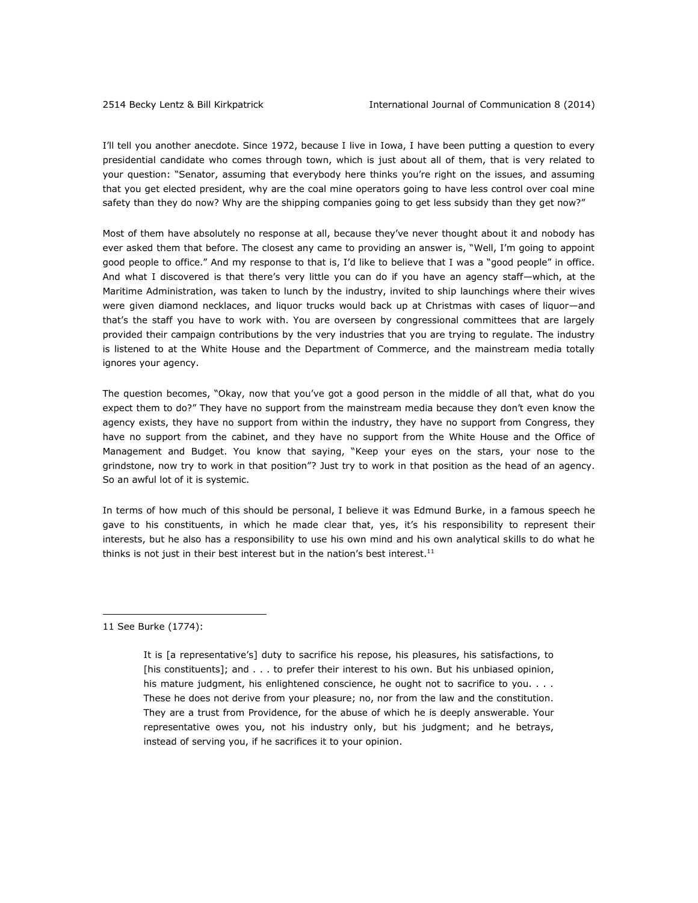I'll tell you another anecdote. Since 1972, because I live in Iowa, I have been putting a question to every presidential candidate who comes through town, which is just about all of them, that is very related to your question: "Senator, assuming that everybody here thinks you're right on the issues, and assuming that you get elected president, why are the coal mine operators going to have less control over coal mine safety than they do now? Why are the shipping companies going to get less subsidy than they get now?"

Most of them have absolutely no response at all, because they've never thought about it and nobody has ever asked them that before. The closest any came to providing an answer is, "Well, I'm going to appoint good people to office." And my response to that is, I'd like to believe that I was a "good people" in office. And what I discovered is that there's very little you can do if you have an agency staff—which, at the Maritime Administration, was taken to lunch by the industry, invited to ship launchings where their wives were given diamond necklaces, and liquor trucks would back up at Christmas with cases of liquor—and that's the staff you have to work with. You are overseen by congressional committees that are largely provided their campaign contributions by the very industries that you are trying to regulate. The industry is listened to at the White House and the Department of Commerce, and the mainstream media totally ignores your agency.

The question becomes, "Okay, now that you've got a good person in the middle of all that, what do you expect them to do?" They have no support from the mainstream media because they don't even know the agency exists, they have no support from within the industry, they have no support from Congress, they have no support from the cabinet, and they have no support from the White House and the Office of Management and Budget. You know that saying, "Keep your eyes on the stars, your nose to the grindstone, now try to work in that position"? Just try to work in that position as the head of an agency. So an awful lot of it is systemic.

In terms of how much of this should be personal, I believe it was Edmund Burke, in a famous speech he gave to his constituents, in which he made clear that, yes, it's his responsibility to represent their interests, but he also has a responsibility to use his own mind and his own analytical skills to do what he thinks is not just in their best interest but in the nation's best interest.[11]

---

11 See Burke (1774):

> It is [a representative's] duty to sacrifice his repose, his pleasures, his satisfactions, to [his constituents]; and . . . to prefer their interest to his own. But his unbiased opinion, his mature judgment, his enlightened conscience, he ought not to sacrifice to you. . . . These he does not derive from your pleasure; no, nor from the law and the constitution. They are a trust from Providence, for the abuse of which he is deeply answerable. Your representative owes you, not his industry only, but his judgment; and he betrays, instead of serving you, if he sacrifices it to your opinion.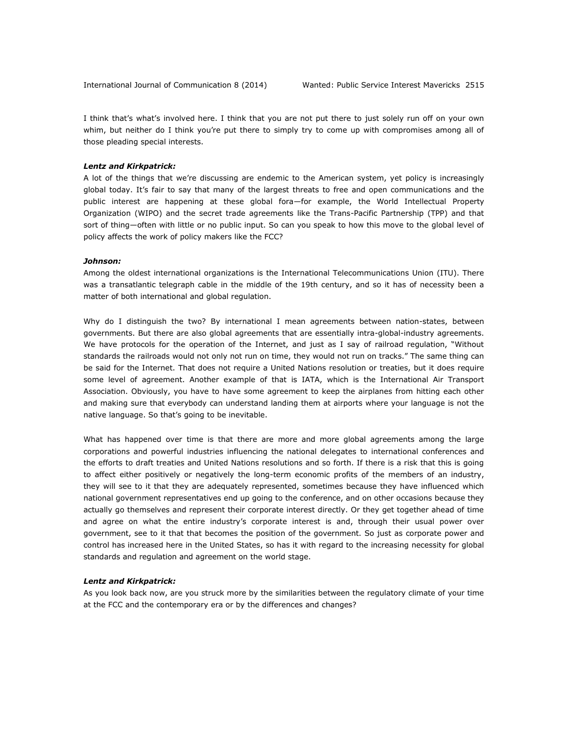I think that's what's involved here. I think that you are not put there to just solely run off on your own whim, but neither do I think you're put there to simply try to come up with compromises among all of those pleading special interests.

***Lentz and Kirkpatrick:***
A lot of the things that we're discussing are endemic to the American system, yet policy is increasingly global today. It's fair to say that many of the largest threats to free and open communications and the public interest are happening at these global fora—for example, the World Intellectual Property Organization (WIPO) and the secret trade agreements like the Trans-Pacific Partnership (TPP) and that sort of thing—often with little or no public input. So can you speak to how this move to the global level of policy affects the work of policy makers like the FCC?

***Johnson:***
Among the oldest international organizations is the International Telecommunications Union (ITU). There was a transatlantic telegraph cable in the middle of the 19th century, and so it has of necessity been a matter of both international and global regulation.

Why do I distinguish the two? By international I mean agreements between nation-states, between governments. But there are also global agreements that are essentially intra-global-industry agreements. We have protocols for the operation of the Internet, and just as I say of railroad regulation, "Without standards the railroads would not only not run on time, they would not run on tracks." The same thing can be said for the Internet. That does not require a United Nations resolution or treaties, but it does require some level of agreement. Another example of that is IATA, which is the International Air Transport Association. Obviously, you have to have some agreement to keep the airplanes from hitting each other and making sure that everybody can understand landing them at airports where your language is not the native language. So that's going to be inevitable.

What has happened over time is that there are more and more global agreements among the large corporations and powerful industries influencing the national delegates to international conferences and the efforts to draft treaties and United Nations resolutions and so forth. If there is a risk that this is going to affect either positively or negatively the long-term economic profits of the members of an industry, they will see to it that they are adequately represented, sometimes because they have influenced which national government representatives end up going to the conference, and on other occasions because they actually go themselves and represent their corporate interest directly. Or they get together ahead of time and agree on what the entire industry's corporate interest is and, through their usual power over government, see to it that that becomes the position of the government. So just as corporate power and control has increased here in the United States, so has it with regard to the increasing necessity for global standards and regulation and agreement on the world stage.

***Lentz and Kirkpatrick:***
As you look back now, are you struck more by the similarities between the regulatory climate of your time at the FCC and the contemporary era or by the differences and changes?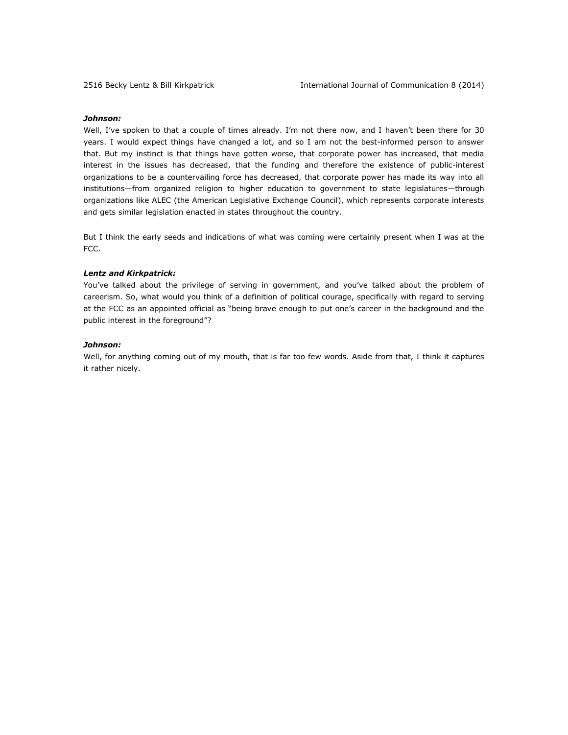***Johnson:***
Well, I've spoken to that a couple of times already. I'm not there now, and I haven't been there for 30 years. I would expect things have changed a lot, and so I am not the best-informed person to answer that. But my instinct is that things have gotten worse, that corporate power has increased, that media interest in the issues has decreased, that the funding and therefore the existence of public-interest organizations to be a countervailing force has decreased, that corporate power has made its way into all institutions—from organized religion to higher education to government to state legislatures—through organizations like ALEC (the American Legislative Exchange Council), which represents corporate interests and gets similar legislation enacted in states throughout the country.

But I think the early seeds and indications of what was coming were certainly present when I was at the FCC.

***Lentz and Kirkpatrick:***
You've talked about the privilege of serving in government, and you've talked about the problem of careerism. So, what would you think of a definition of political courage, specifically with regard to serving at the FCC as an appointed official as "being brave enough to put one's career in the background and the public interest in the foreground"?

***Johnson:***
Well, for anything coming out of my mouth, that is far too few words. Aside from that, I think it captures it rather nicely.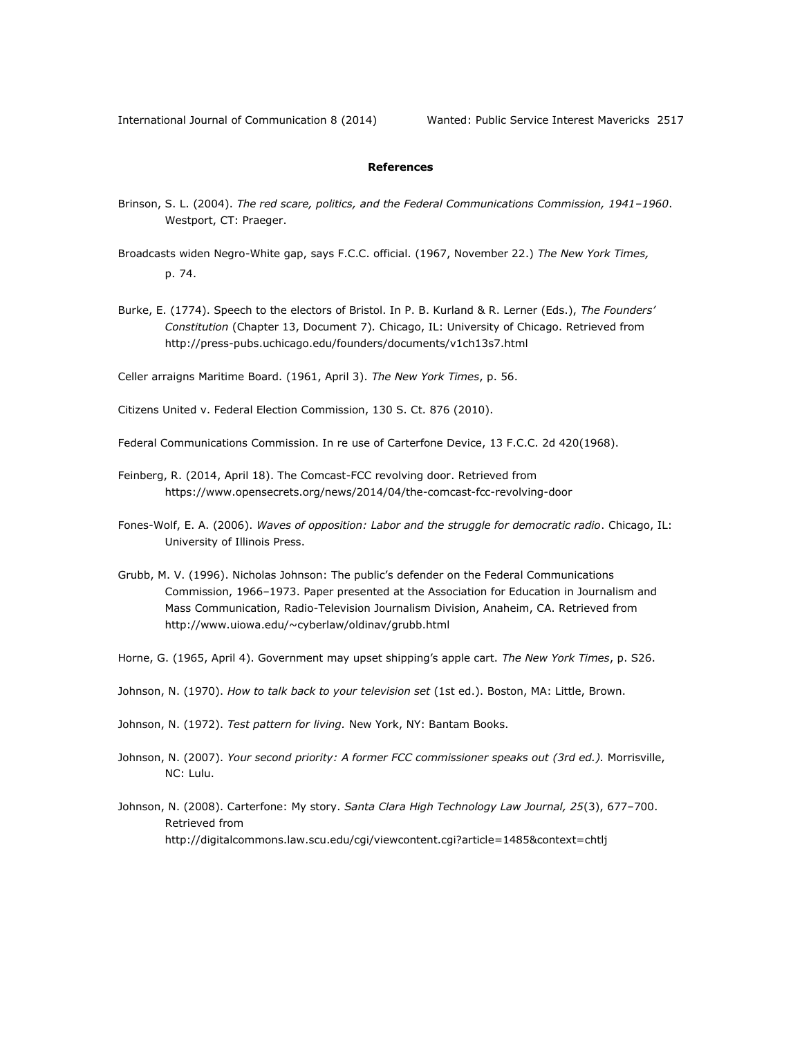## References

Brinson, S. L. (2004). *The red scare, politics, and the Federal Communications Commission, 1941–1960*. Westport, CT: Praeger.

Broadcasts widen Negro-White gap, says F.C.C. official. (1967, November 22.) *The New York Times,* p. 74.

Burke, E. (1774). Speech to the electors of Bristol. In P. B. Kurland & R. Lerner (Eds.), *The Founders' Constitution* (Chapter 13, Document 7). Chicago, IL: University of Chicago. Retrieved from http://press-pubs.uchicago.edu/founders/documents/v1ch13s7.html

Celler arraigns Maritime Board. (1961, April 3). *The New York Times*, p. 56.

Citizens United v. Federal Election Commission, 130 S. Ct. 876 (2010).

Federal Communications Commission. In re use of Carterfone Device, 13 F.C.C. 2d 420(1968).

Feinberg, R. (2014, April 18). The Comcast-FCC revolving door. Retrieved from https://www.opensecrets.org/news/2014/04/the-comcast-fcc-revolving-door

Fones-Wolf, E. A. (2006). *Waves of opposition: Labor and the struggle for democratic radio*. Chicago, IL: University of Illinois Press.

Grubb, M. V. (1996). Nicholas Johnson: The public's defender on the Federal Communications Commission, 1966–1973. Paper presented at the Association for Education in Journalism and Mass Communication, Radio-Television Journalism Division, Anaheim, CA. Retrieved from http://www.uiowa.edu/~cyberlaw/oldinav/grubb.html

Horne, G. (1965, April 4). Government may upset shipping's apple cart. *The New York Times*, p. S26.

Johnson, N. (1970). *How to talk back to your television set* (1st ed.). Boston, MA: Little, Brown.

Johnson, N. (1972). *Test pattern for living.* New York, NY: Bantam Books.

Johnson, N. (2007). *Your second priority: A former FCC commissioner speaks out (3rd ed.).* Morrisville, NC: Lulu.

Johnson, N. (2008). Carterfone: My story. *Santa Clara High Technology Law Journal, 25*(3), 677–700. Retrieved from http://digitalcommons.law.scu.edu/cgi/viewcontent.cgi?article=1485&context=chtlj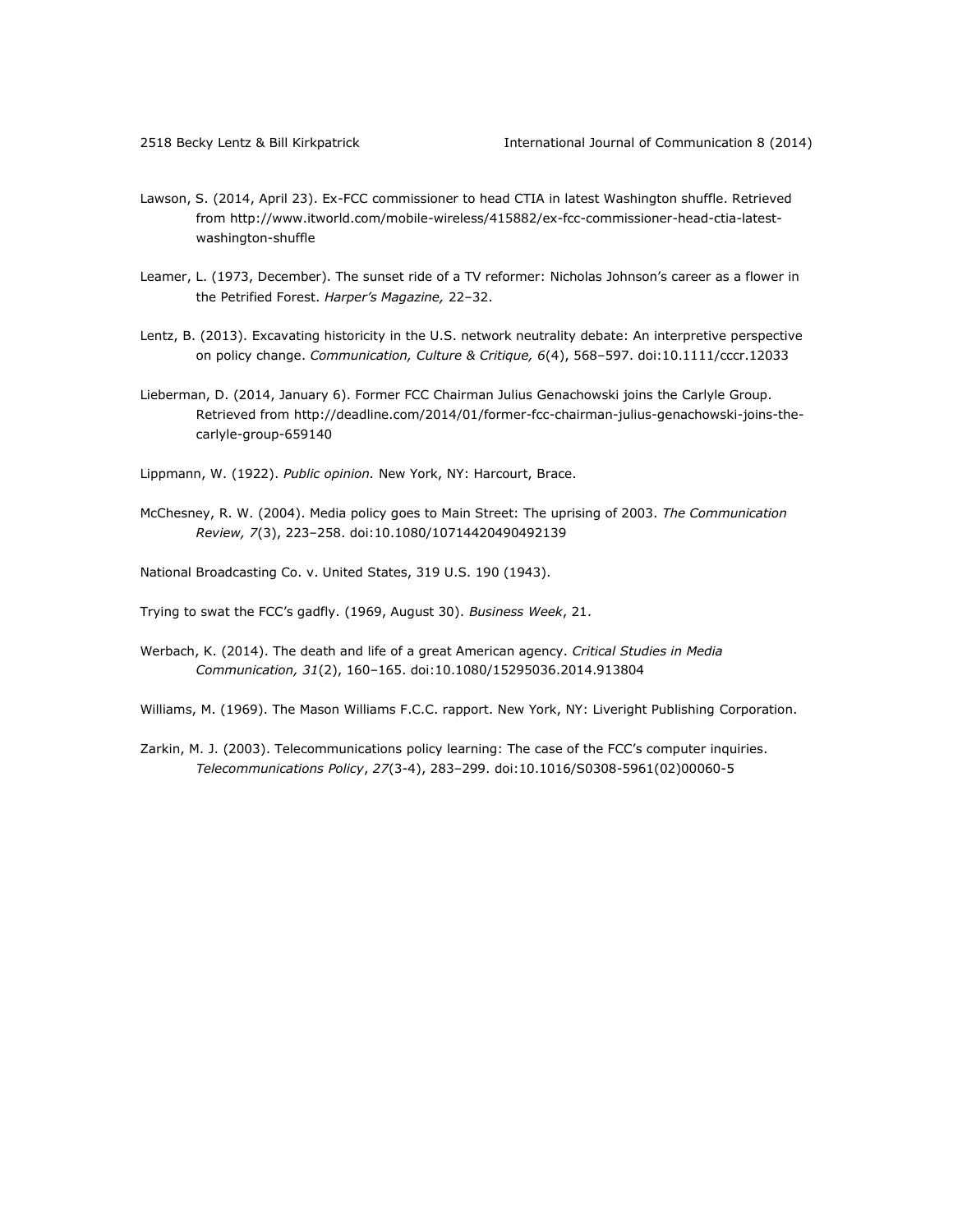Lawson, S. (2014, April 23). Ex-FCC commissioner to head CTIA in latest Washington shuffle. Retrieved from http://www.itworld.com/mobile-wireless/415882/ex-fcc-commissioner-head-ctia-latest-washington-shuffle

Leamer, L. (1973, December). The sunset ride of a TV reformer: Nicholas Johnson's career as a flower in the Petrified Forest. *Harper's Magazine,* 22–32.

Lentz, B. (2013). Excavating historicity in the U.S. network neutrality debate: An interpretive perspective on policy change. *Communication, Culture & Critique, 6*(4), 568–597. doi:10.1111/cccr.12033

Lieberman, D. (2014, January 6). Former FCC Chairman Julius Genachowski joins the Carlyle Group. Retrieved from http://deadline.com/2014/01/former-fcc-chairman-julius-genachowski-joins-the-carlyle-group-659140

Lippmann, W. (1922). *Public opinion.* New York, NY: Harcourt, Brace.

McChesney, R. W. (2004). Media policy goes to Main Street: The uprising of 2003. *The Communication Review, 7*(3), 223–258. doi:10.1080/10714420490492139

National Broadcasting Co. v. United States, 319 U.S. 190 (1943).

Trying to swat the FCC's gadfly. (1969, August 30). *Business Week*, 21.

Werbach, K. (2014). The death and life of a great American agency. *Critical Studies in Media Communication, 31*(2), 160–165. doi:10.1080/15295036.2014.913804

Williams, M. (1969). The Mason Williams F.C.C. rapport. New York, NY: Liveright Publishing Corporation.

Zarkin, M. J. (2003). Telecommunications policy learning: The case of the FCC's computer inquiries. *Telecommunications Policy*, *27*(3-4), 283–299. doi:10.1016/S0308-5961(02)00060-5